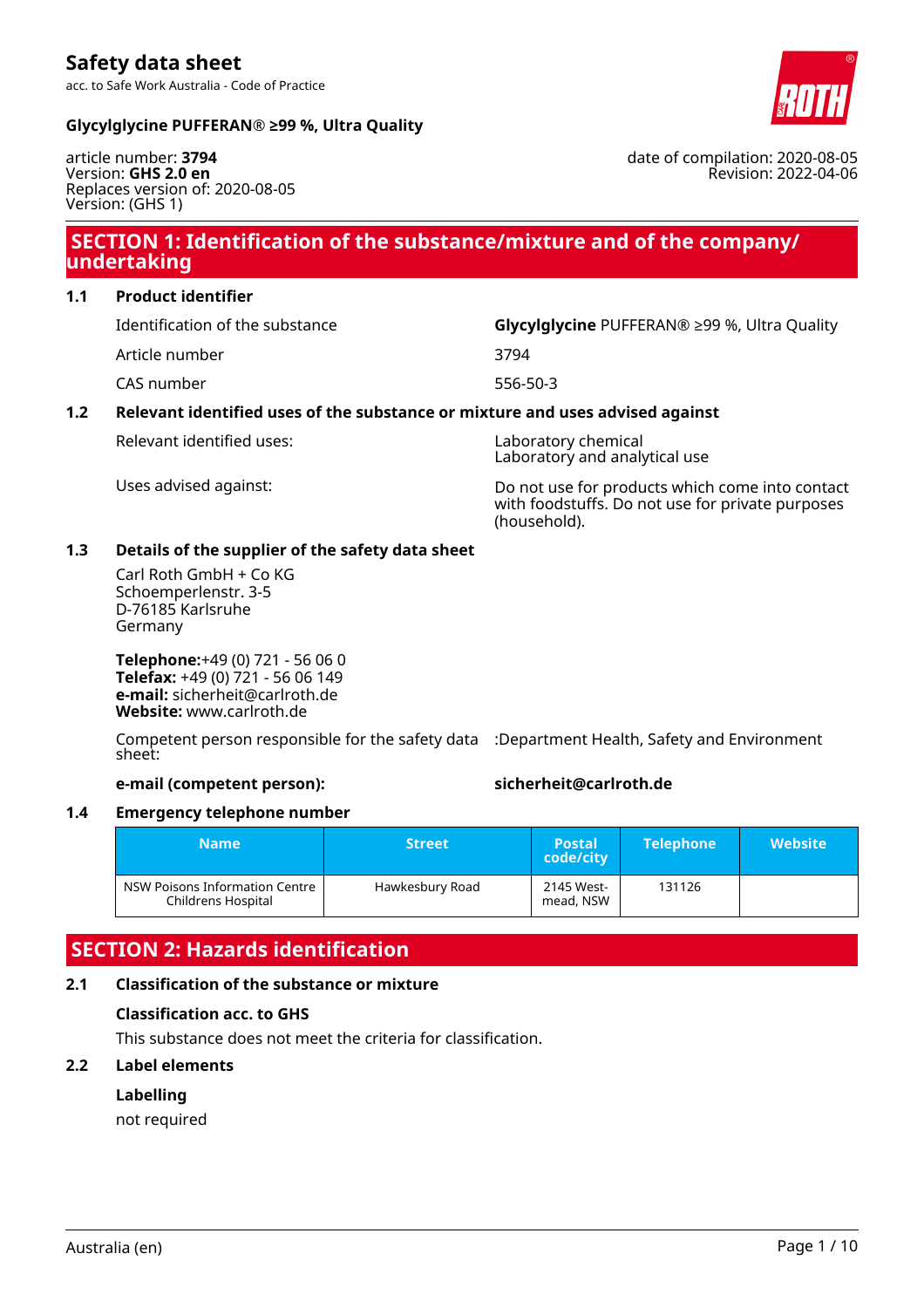# Safety data sheet

acc. to Safe Work Australia - Code of Practice

**Glycylglycine PUFFERAN® ≥99 %, Ultra Quality**

article number: **3794**
Version: **GHS 2.0 en**
Replaces version of: 2020-08-05
Version: (GHS 1)

date of compilation: 2020-08-05
Revision: 2022-04-06

## SECTION 1: Identification of the substance/mixture and of the company/ undertaking

### 1.1 Product identifier

| | |
|---|---|
| Identification of the substance | **Glycylglycine** PUFFERAN® ≥99 %, Ultra Quality |
| Article number | 3794 |
| CAS number | 556-50-3 |

### 1.2 Relevant identified uses of the substance or mixture and uses advised against

| | |
|---|---|
| Relevant identified uses: | Laboratory chemical<br>Laboratory and analytical use |
| Uses advised against: | Do not use for products which come into contact with foodstuffs. Do not use for private purposes (household). |

### 1.3 Details of the supplier of the safety data sheet

Carl Roth GmbH + Co KG
Schoemperlenstr. 3-5
D-76185 Karlsruhe
Germany

**Telephone:**+49 (0) 721 - 56 06 0
**Telefax:** +49 (0) 721 - 56 06 149
**e-mail:** sicherheit@carlroth.de
**Website:** www.carlroth.de

Competent person responsible for the safety data sheet: :Department Health, Safety and Environment

**e-mail (competent person):** **sicherheit@carlroth.de**

### 1.4 Emergency telephone number

| Name | Street | Postal code/city | Telephone | Website |
|---|---|---|---|---|
| NSW Poisons Information Centre Childrens Hospital | Hawkesbury Road | 2145 Westmead, NSW | 131126 | |

## SECTION 2: Hazards identification

### 2.1 Classification of the substance or mixture

**Classification acc. to GHS**

This substance does not meet the criteria for classification.

### 2.2 Label elements

**Labelling**

not required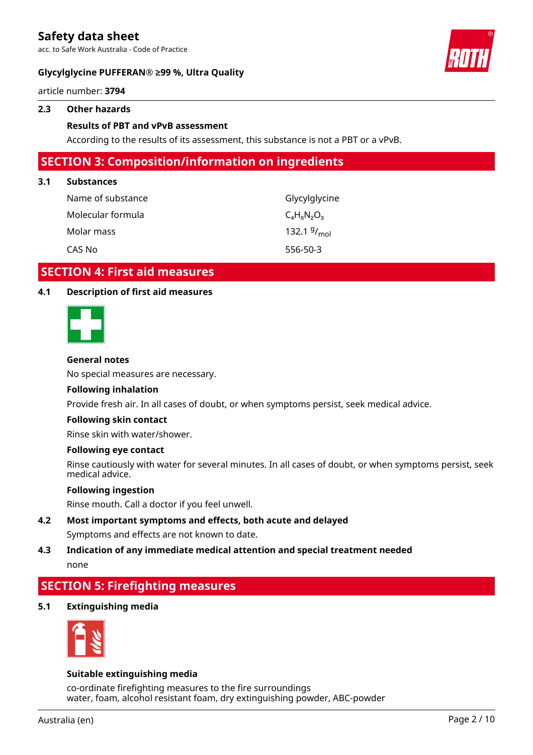### 2.3 Other hazards

**Results of PBT and vPvB assessment**

According to the results of its assessment, this substance is not a PBT or a vPvB.

## SECTION 3: Composition/information on ingredients

### 3.1 Substances

| | |
|---|---|
| Name of substance | Glycylglycine |
| Molecular formula | $C_4H_8N_2O_3$ |
| Molar mass | 132.1 $^{g}/_{mol}$ |
| CAS No | 556-50-3 |

## SECTION 4: First aid measures

### 4.1 Description of first aid measures

**General notes**

No special measures are necessary.

**Following inhalation**

Provide fresh air. In all cases of doubt, or when symptoms persist, seek medical advice.

**Following skin contact**

Rinse skin with water/shower.

**Following eye contact**

Rinse cautiously with water for several minutes. In all cases of doubt, or when symptoms persist, seek medical advice.

**Following ingestion**

Rinse mouth. Call a doctor if you feel unwell.

### 4.2 Most important symptoms and effects, both acute and delayed

Symptoms and effects are not known to date.

### 4.3 Indication of any immediate medical attention and special treatment needed

none

## SECTION 5: Firefighting measures

### 5.1 Extinguishing media

**Suitable extinguishing media**

co-ordinate firefighting measures to the fire surroundings
water, foam, alcohol resistant foam, dry extinguishing powder, ABC-powder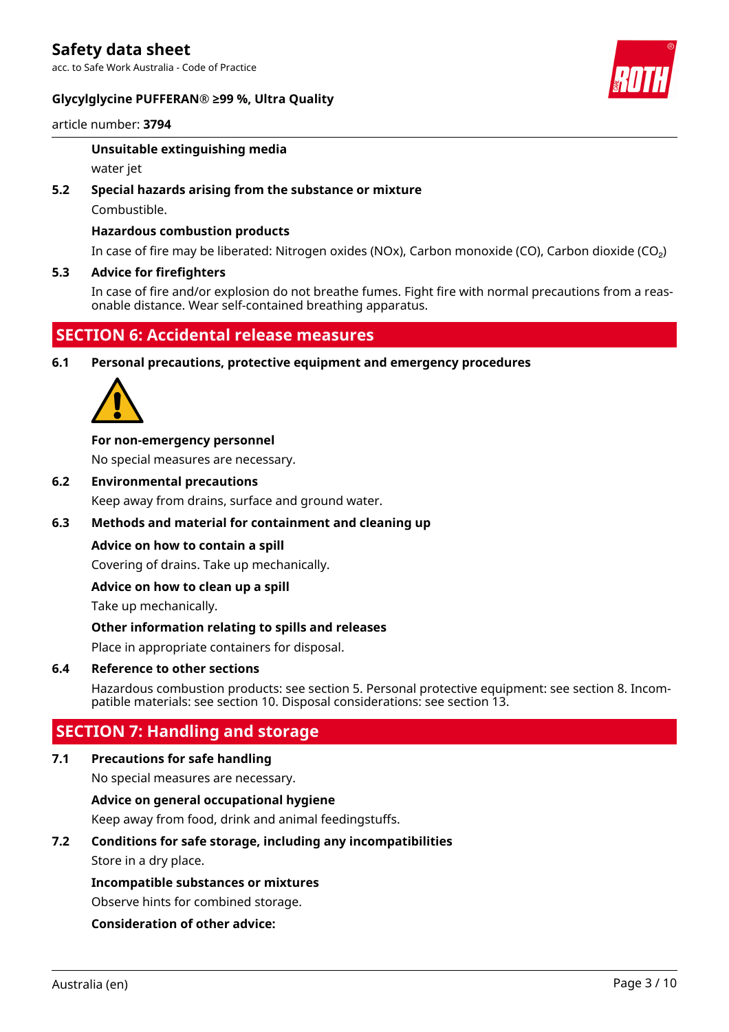**Unsuitable extinguishing media**

water jet

### 5.2 Special hazards arising from the substance or mixture

Combustible.

**Hazardous combustion products**

In case of fire may be liberated: Nitrogen oxides (NOx), Carbon monoxide (CO), Carbon dioxide ($CO_2$)

### 5.3 Advice for firefighters

In case of fire and/or explosion do not breathe fumes. Fight fire with normal precautions from a reasonable distance. Wear self-contained breathing apparatus.

## SECTION 6: Accidental release measures

### 6.1 Personal precautions, protective equipment and emergency procedures

**For non-emergency personnel**

No special measures are necessary.

### 6.2 Environmental precautions

Keep away from drains, surface and ground water.

### 6.3 Methods and material for containment and cleaning up

**Advice on how to contain a spill**

Covering of drains. Take up mechanically.

**Advice on how to clean up a spill**

Take up mechanically.

**Other information relating to spills and releases**

Place in appropriate containers for disposal.

### 6.4 Reference to other sections

Hazardous combustion products: see section 5. Personal protective equipment: see section 8. Incompatible materials: see section 10. Disposal considerations: see section 13.

## SECTION 7: Handling and storage

### 7.1 Precautions for safe handling

No special measures are necessary.

**Advice on general occupational hygiene**

Keep away from food, drink and animal feedingstuffs.

### 7.2 Conditions for safe storage, including any incompatibilities

Store in a dry place.

**Incompatible substances or mixtures**

Observe hints for combined storage.

**Consideration of other advice:**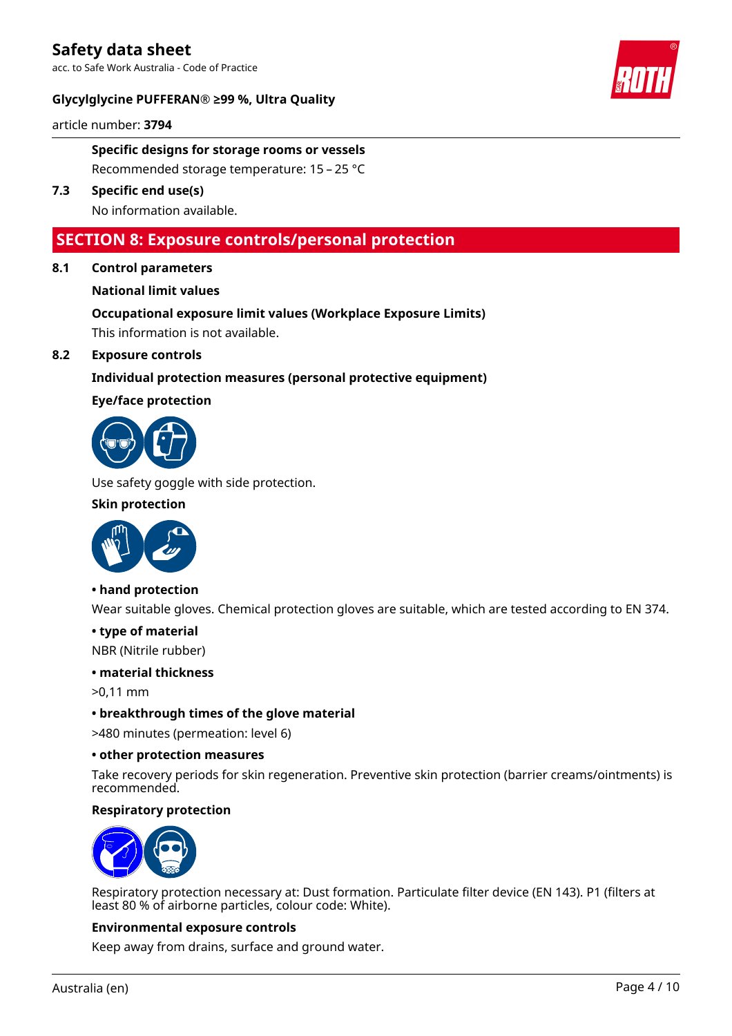**Specific designs for storage rooms or vessels**

Recommended storage temperature: 15 – 25 °C

### 7.3 Specific end use(s)

No information available.

## SECTION 8: Exposure controls/personal protection

### 8.1 Control parameters

**National limit values**

**Occupational exposure limit values (Workplace Exposure Limits)**

This information is not available.

### 8.2 Exposure controls

**Individual protection measures (personal protective equipment)**

**Eye/face protection**

Use safety goggle with side protection.

**Skin protection**

**• hand protection**

Wear suitable gloves. Chemical protection gloves are suitable, which are tested according to EN 374.

**• type of material**

NBR (Nitrile rubber)

**• material thickness**

>0,11 mm

**• breakthrough times of the glove material**

>480 minutes (permeation: level 6)

**• other protection measures**

Take recovery periods for skin regeneration. Preventive skin protection (barrier creams/ointments) is recommended.

**Respiratory protection**

Respiratory protection necessary at: Dust formation. Particulate filter device (EN 143). P1 (filters at least 80 % of airborne particles, colour code: White).

**Environmental exposure controls**

Keep away from drains, surface and ground water.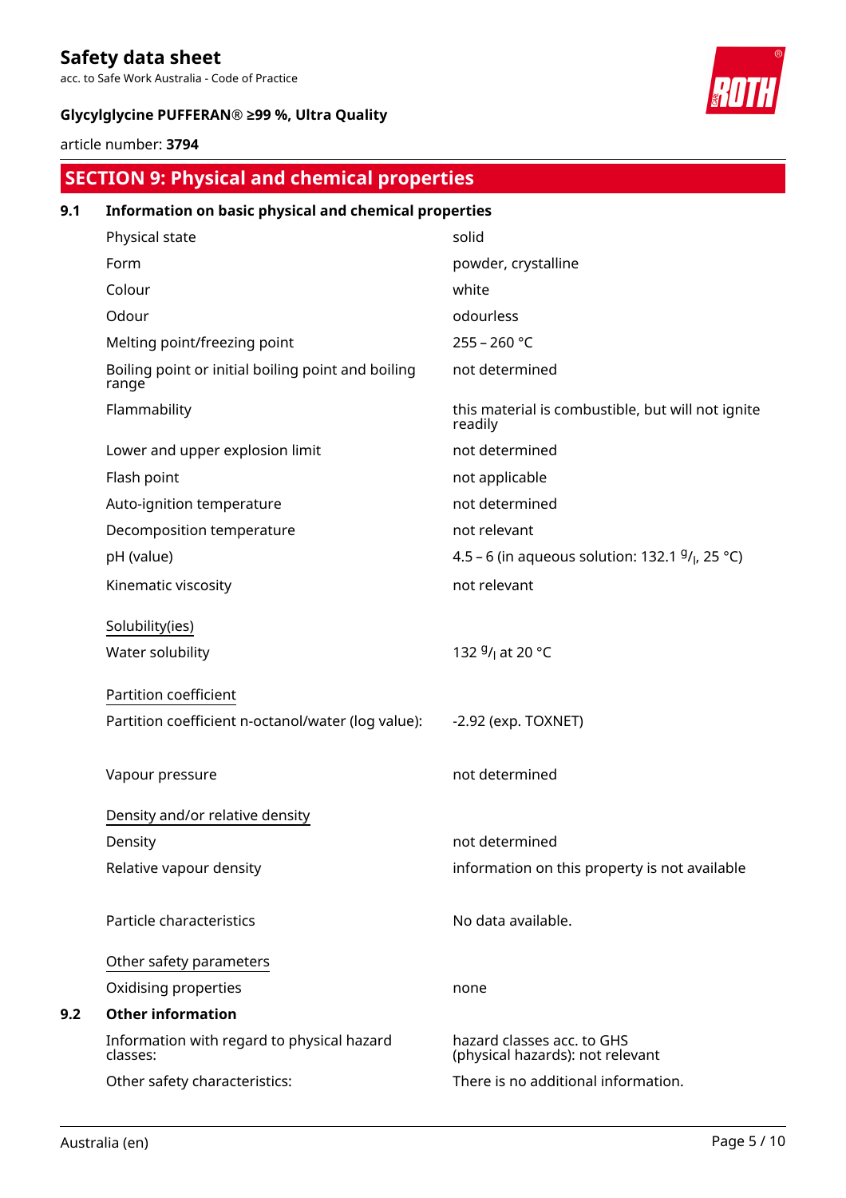## SECTION 9: Physical and chemical properties

### 9.1 Information on basic physical and chemical properties

| | |
|---|---|
| Physical state | solid |
| Form | powder, crystalline |
| Colour | white |
| Odour | odourless |
| Melting point/freezing point | 255 – 260 °C |
| Boiling point or initial boiling point and boiling range | not determined |
| Flammability | this material is combustible, but will not ignite readily |
| Lower and upper explosion limit | not determined |
| Flash point | not applicable |
| Auto-ignition temperature | not determined |
| Decomposition temperature | not relevant |
| pH (value) | 4.5 – 6 (in aqueous solution: 132.1 $^{g}/_{l}$, 25 °C) |
| Kinematic viscosity | not relevant |

Solubility(ies)

| | |
|---|---|
| Water solubility | 132 $^{g}/_{l}$ at 20 °C |

Partition coefficient

| | |
|---|---|
| Partition coefficient n-octanol/water (log value): | -2.92 (exp. TOXNET) |
| Vapour pressure | not determined |

Density and/or relative density

| | |
|---|---|
| Density | not determined |
| Relative vapour density | information on this property is not available |
| Particle characteristics | No data available. |

Other safety parameters

| | |
|---|---|
| Oxidising properties | none |

### 9.2 Other information

| | |
|---|---|
| Information with regard to physical hazard classes: | hazard classes acc. to GHS (physical hazards): not relevant |
| Other safety characteristics: | There is no additional information. |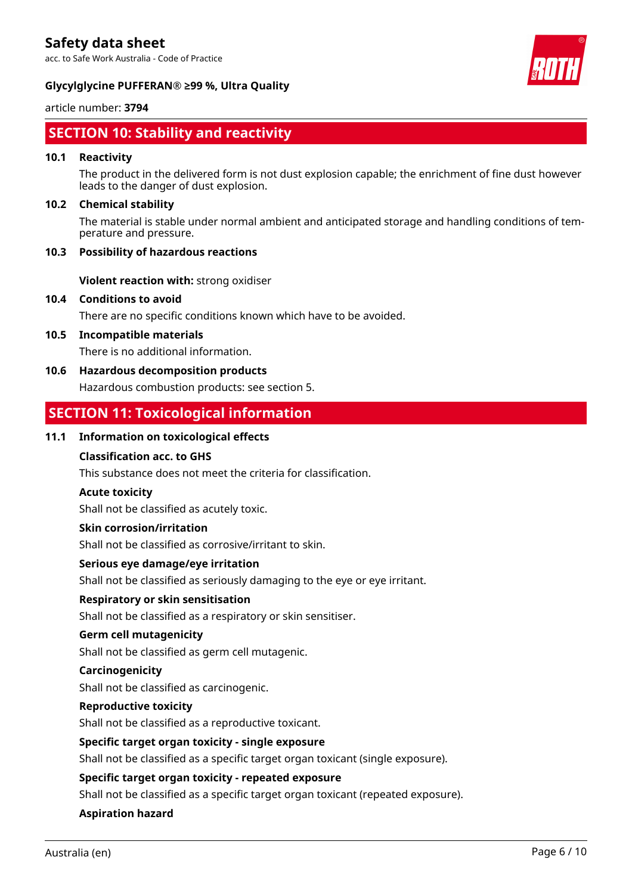## SECTION 10: Stability and reactivity

### 10.1 Reactivity

The product in the delivered form is not dust explosion capable; the enrichment of fine dust however leads to the danger of dust explosion.

### 10.2 Chemical stability

The material is stable under normal ambient and anticipated storage and handling conditions of temperature and pressure.

### 10.3 Possibility of hazardous reactions

**Violent reaction with:** strong oxidiser

### 10.4 Conditions to avoid

There are no specific conditions known which have to be avoided.

### 10.5 Incompatible materials

There is no additional information.

### 10.6 Hazardous decomposition products

Hazardous combustion products: see section 5.

## SECTION 11: Toxicological information

### 11.1 Information on toxicological effects

**Classification acc. to GHS**

This substance does not meet the criteria for classification.

**Acute toxicity**

Shall not be classified as acutely toxic.

**Skin corrosion/irritation**

Shall not be classified as corrosive/irritant to skin.

**Serious eye damage/eye irritation**

Shall not be classified as seriously damaging to the eye or eye irritant.

**Respiratory or skin sensitisation**

Shall not be classified as a respiratory or skin sensitiser.

**Germ cell mutagenicity**

Shall not be classified as germ cell mutagenic.

**Carcinogenicity**

Shall not be classified as carcinogenic.

**Reproductive toxicity**

Shall not be classified as a reproductive toxicant.

**Specific target organ toxicity - single exposure**

Shall not be classified as a specific target organ toxicant (single exposure).

**Specific target organ toxicity - repeated exposure**

Shall not be classified as a specific target organ toxicant (repeated exposure).

**Aspiration hazard**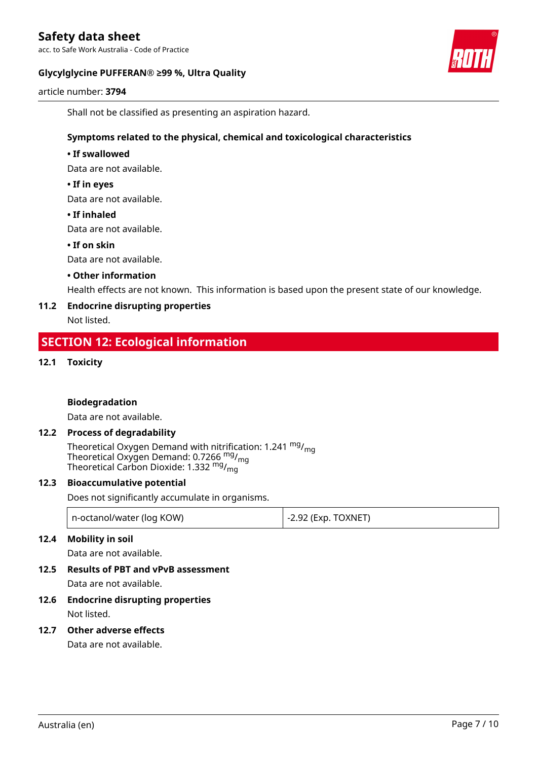Shall not be classified as presenting an aspiration hazard.

**Symptoms related to the physical, chemical and toxicological characteristics**

**• If swallowed**

Data are not available.

**• If in eyes**

Data are not available.

**• If inhaled**

Data are not available.

**• If on skin**

Data are not available.

**• Other information**

Health effects are not known. This information is based upon the present state of our knowledge.

**11.2 Endocrine disrupting properties**

Not listed.

## SECTION 12: Ecological information

**12.1 Toxicity**

**Biodegradation**

Data are not available.

**12.2 Process of degradability**

Theoretical Oxygen Demand with nitrification: 1.241 $^{mg}/_{mg}$
Theoretical Oxygen Demand: 0.7266 $^{mg}/_{mg}$
Theoretical Carbon Dioxide: 1.332 $^{mg}/_{mg}$

**12.3 Bioaccumulative potential**

Does not significantly accumulate in organisms.

| n-octanol/water (log KOW) | -2.92 (Exp. TOXNET) |
|---|---|

**12.4 Mobility in soil**

Data are not available.

**12.5 Results of PBT and vPvB assessment**

Data are not available.

**12.6 Endocrine disrupting properties**

Not listed.

**12.7 Other adverse effects**

Data are not available.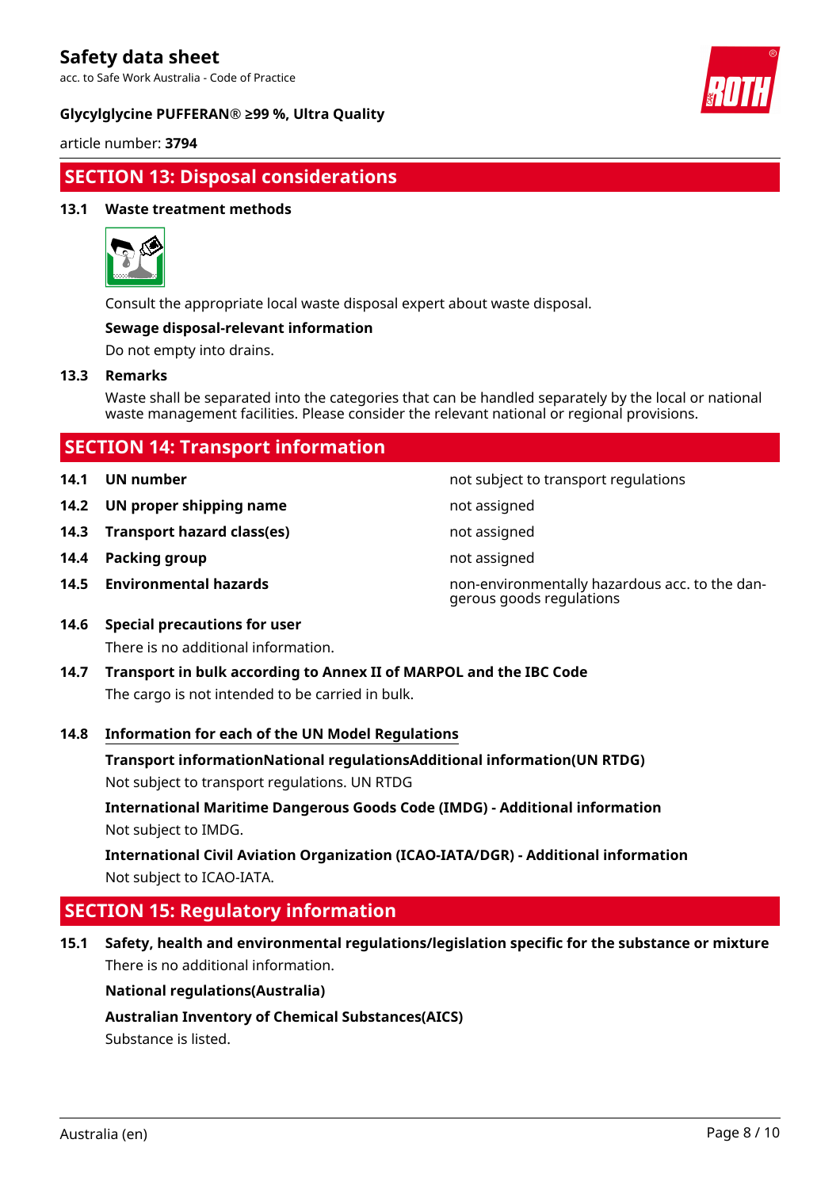## SECTION 13: Disposal considerations

### 13.1 Waste treatment methods

Consult the appropriate local waste disposal expert about waste disposal.

**Sewage disposal-relevant information**

Do not empty into drains.

### 13.3 Remarks

Waste shall be separated into the categories that can be handled separately by the local or national waste management facilities. Please consider the relevant national or regional provisions.

## SECTION 14: Transport information

| | | |
|---|---|---|
| **14.1** | **UN number** | not subject to transport regulations |
| **14.2** | **UN proper shipping name** | not assigned |
| **14.3** | **Transport hazard class(es)** | not assigned |
| **14.4** | **Packing group** | not assigned |
| **14.5** | **Environmental hazards** | non-environmentally hazardous acc. to the dangerous goods regulations |

### 14.6 Special precautions for user

There is no additional information.

### 14.7 Transport in bulk according to Annex II of MARPOL and the IBC Code

The cargo is not intended to be carried in bulk.

### 14.8 Information for each of the UN Model Regulations

**Transport informationNational regulationsAdditional information(UN RTDG)**

Not subject to transport regulations. UN RTDG

**International Maritime Dangerous Goods Code (IMDG) - Additional information**

Not subject to IMDG.

**International Civil Aviation Organization (ICAO-IATA/DGR) - Additional information**

Not subject to ICAO-IATA.

## SECTION 15: Regulatory information

### 15.1 Safety, health and environmental regulations/legislation specific for the substance or mixture

There is no additional information.

**National regulations(Australia)**

**Australian Inventory of Chemical Substances(AICS)**

Substance is listed.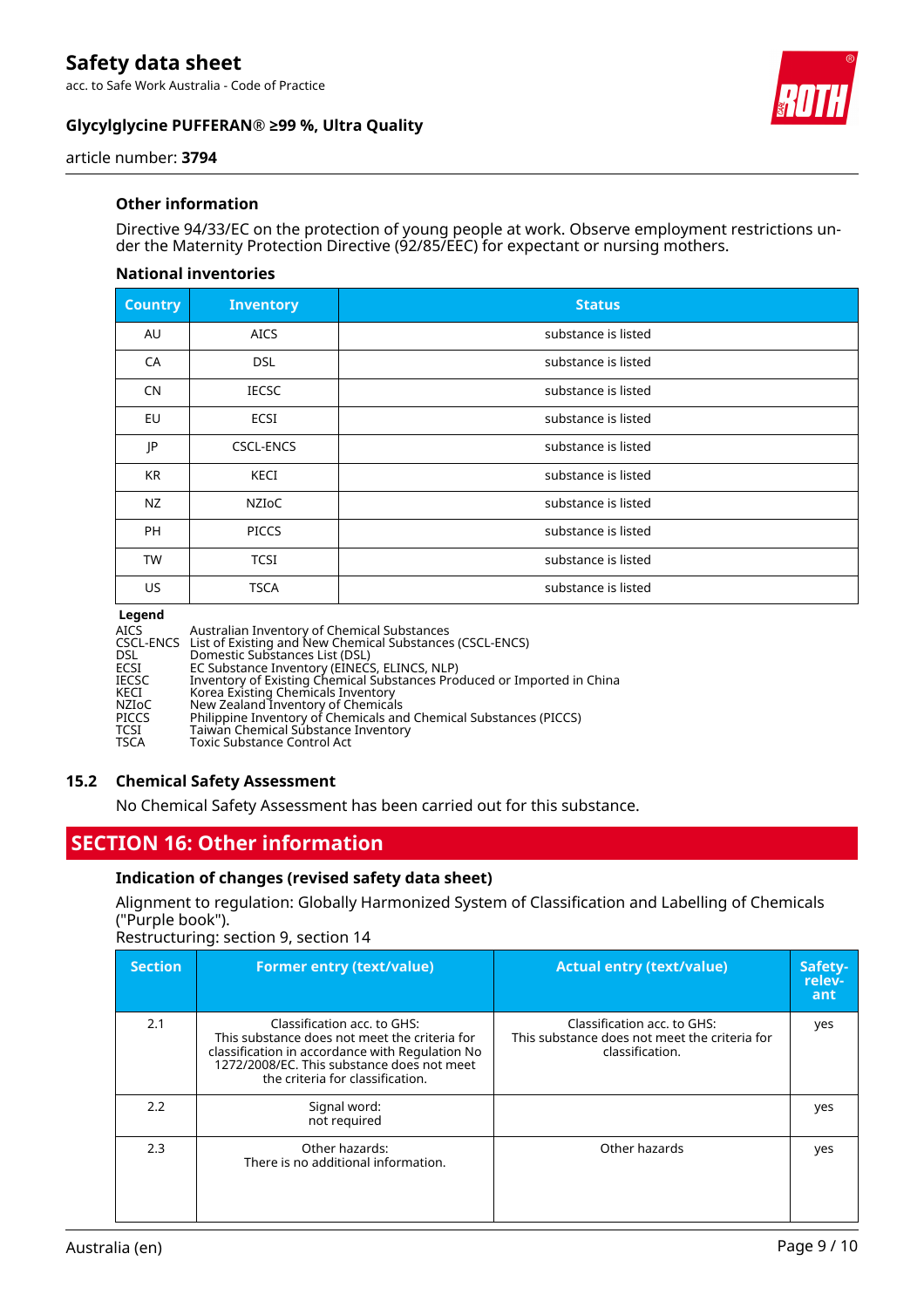### Other information

Directive 94/33/EC on the protection of young people at work. Observe employment restrictions under the Maternity Protection Directive (92/85/EEC) for expectant or nursing mothers.

#### National inventories

| Country | Inventory | Status |
|---|---|---|
| AU | AICS | substance is listed |
| CA | DSL | substance is listed |
| CN | IECSC | substance is listed |
| EU | ECSI | substance is listed |
| JP | CSCL-ENCS | substance is listed |
| KR | KECI | substance is listed |
| NZ | NZIoC | substance is listed |
| PH | PICCS | substance is listed |
| TW | TCSI | substance is listed |
| US | TSCA | substance is listed |

**Legend**

| | |
|---|---|
| AICS | Australian Inventory of Chemical Substances |
| CSCL-ENCS | List of Existing and New Chemical Substances (CSCL-ENCS) |
| DSL | Domestic Substances List (DSL) |
| ECSI | EC Substance Inventory (EINECS, ELINCS, NLP) |
| IECSC | Inventory of Existing Chemical Substances Produced or Imported in China |
| KECI | Korea Existing Chemicals Inventory |
| NZIoC | New Zealand Inventory of Chemicals |
| PICCS | Philippine Inventory of Chemicals and Chemical Substances (PICCS) |
| TCSI | Taiwan Chemical Substance Inventory |
| TSCA | Toxic Substance Control Act |

### 15.2 Chemical Safety Assessment

No Chemical Safety Assessment has been carried out for this substance.

## SECTION 16: Other information

### Indication of changes (revised safety data sheet)

Alignment to regulation: Globally Harmonized System of Classification and Labelling of Chemicals ("Purple book").
Restructuring: section 9, section 14

| Section | Former entry (text/value) | Actual entry (text/value) | Safety-relevant |
|---|---|---|---|
| 2.1 | Classification acc. to GHS: This substance does not meet the criteria for classification in accordance with Regulation No 1272/2008/EC. This substance does not meet the criteria for classification. | Classification acc. to GHS: This substance does not meet the criteria for classification. | yes |
| 2.2 | Signal word: not required | | yes |
| 2.3 | Other hazards: There is no additional information. | Other hazards | yes |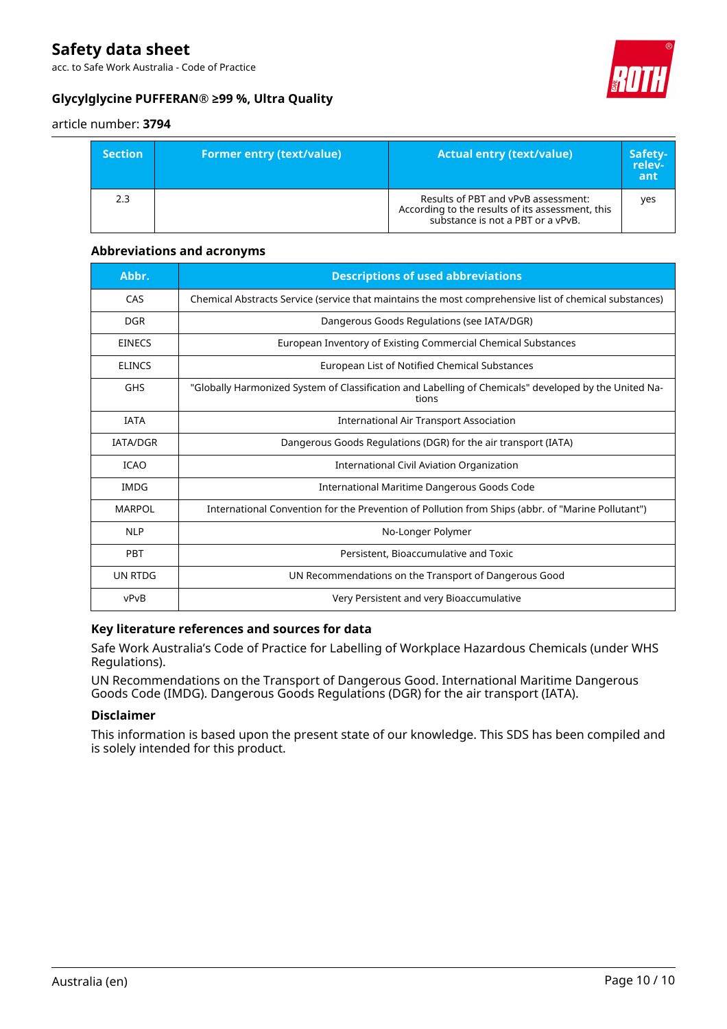| Section | Former entry (text/value) | Actual entry (text/value) | Safety-relev-ant |
|---|---|---|---|
| 2.3 | | Results of PBT and vPvB assessment: According to the results of its assessment, this substance is not a PBT or a vPvB. | yes |

### Abbreviations and acronyms

| Abbr. | Descriptions of used abbreviations |
|---|---|
| CAS | Chemical Abstracts Service (service that maintains the most comprehensive list of chemical substances) |
| DGR | Dangerous Goods Regulations (see IATA/DGR) |
| EINECS | European Inventory of Existing Commercial Chemical Substances |
| ELINCS | European List of Notified Chemical Substances |
| GHS | "Globally Harmonized System of Classification and Labelling of Chemicals" developed by the United Nations |
| IATA | International Air Transport Association |
| IATA/DGR | Dangerous Goods Regulations (DGR) for the air transport (IATA) |
| ICAO | International Civil Aviation Organization |
| IMDG | International Maritime Dangerous Goods Code |
| MARPOL | International Convention for the Prevention of Pollution from Ships (abbr. of "Marine Pollutant") |
| NLP | No-Longer Polymer |
| PBT | Persistent, Bioaccumulative and Toxic |
| UN RTDG | UN Recommendations on the Transport of Dangerous Good |
| vPvB | Very Persistent and very Bioaccumulative |

### Key literature references and sources for data

Safe Work Australia's Code of Practice for Labelling of Workplace Hazardous Chemicals (under WHS Regulations).

UN Recommendations on the Transport of Dangerous Good. International Maritime Dangerous Goods Code (IMDG). Dangerous Goods Regulations (DGR) for the air transport (IATA).

### Disclaimer

This information is based upon the present state of our knowledge. This SDS has been compiled and is solely intended for this product.